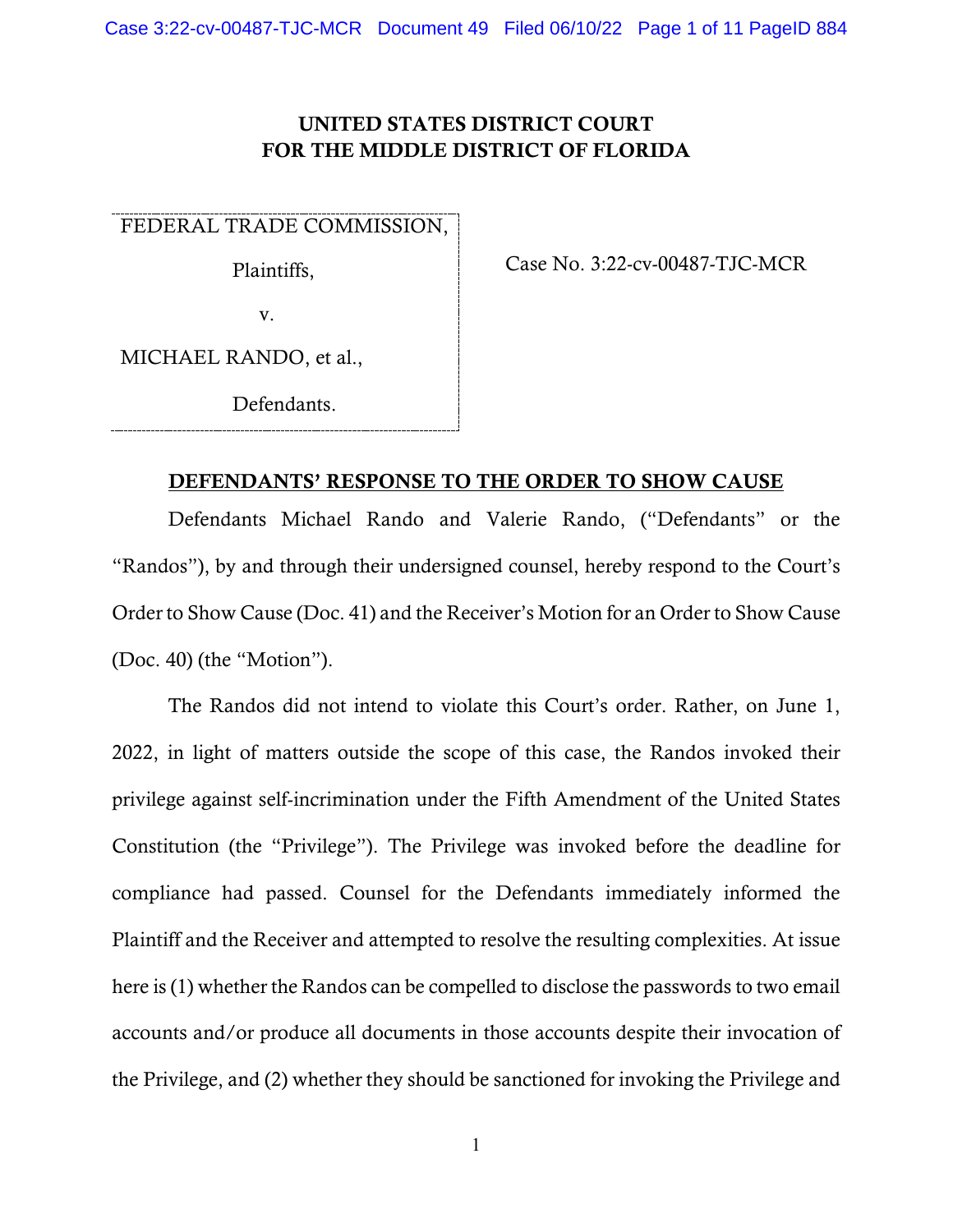**UNITED STATES DISTRICT COURT**
**FOR THE MIDDLE DISTRICT OF FLORIDA**

FEDERAL TRADE COMMISSION,

Plaintiffs,

v.

MICHAEL RANDO, et al.,

Defendants.

Case No. 3:22-cv-00487-TJC-MCR

**DEFENDANTS' RESPONSE TO THE ORDER TO SHOW CAUSE**

Defendants Michael Rando and Valerie Rando, ("Defendants" or the "Randos"), by and through their undersigned counsel, hereby respond to the Court's Order to Show Cause (Doc. 41) and the Receiver's Motion for an Order to Show Cause (Doc. 40) (the "Motion").

The Randos did not intend to violate this Court's order. Rather, on June 1, 2022, in light of matters outside the scope of this case, the Randos invoked their privilege against self-incrimination under the Fifth Amendment of the United States Constitution (the "Privilege"). The Privilege was invoked before the deadline for compliance had passed. Counsel for the Defendants immediately informed the Plaintiff and the Receiver and attempted to resolve the resulting complexities. At issue here is (1) whether the Randos can be compelled to disclose the passwords to two email accounts and/or produce all documents in those accounts despite their invocation of the Privilege, and (2) whether they should be sanctioned for invoking the Privilege and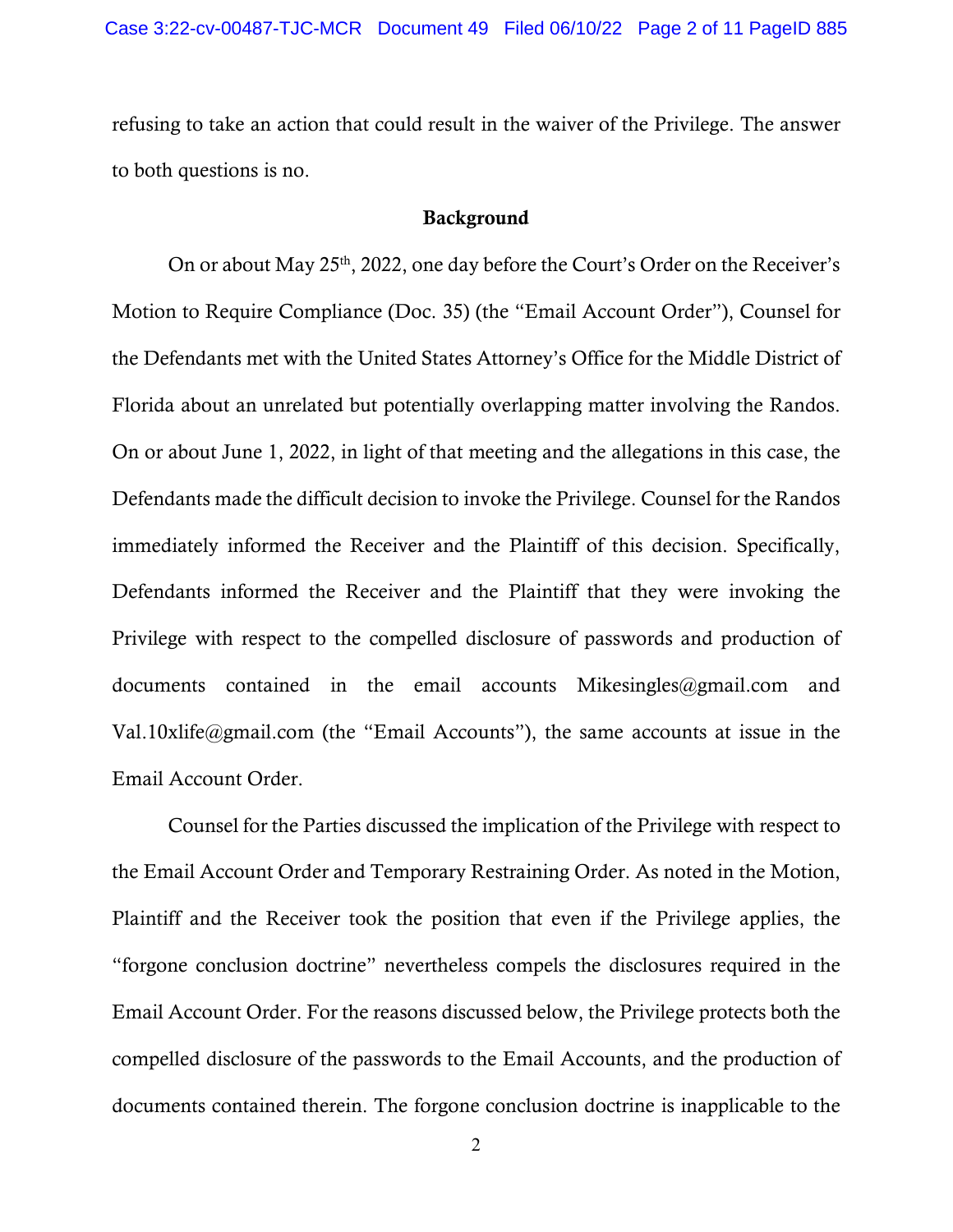refusing to take an action that could result in the waiver of the Privilege. The answer to both questions is no.

## Background

On or about May 25th, 2022, one day before the Court's Order on the Receiver's Motion to Require Compliance (Doc. 35) (the "Email Account Order"), Counsel for the Defendants met with the United States Attorney's Office for the Middle District of Florida about an unrelated but potentially overlapping matter involving the Randos. On or about June 1, 2022, in light of that meeting and the allegations in this case, the Defendants made the difficult decision to invoke the Privilege. Counsel for the Randos immediately informed the Receiver and the Plaintiff of this decision. Specifically, Defendants informed the Receiver and the Plaintiff that they were invoking the Privilege with respect to the compelled disclosure of passwords and production of documents contained in the email accounts Mikesingles@gmail.com and Val.10xlife@gmail.com (the "Email Accounts"), the same accounts at issue in the Email Account Order.

Counsel for the Parties discussed the implication of the Privilege with respect to the Email Account Order and Temporary Restraining Order. As noted in the Motion, Plaintiff and the Receiver took the position that even if the Privilege applies, the "forgone conclusion doctrine" nevertheless compels the disclosures required in the Email Account Order. For the reasons discussed below, the Privilege protects both the compelled disclosure of the passwords to the Email Accounts, and the production of documents contained therein. The forgone conclusion doctrine is inapplicable to the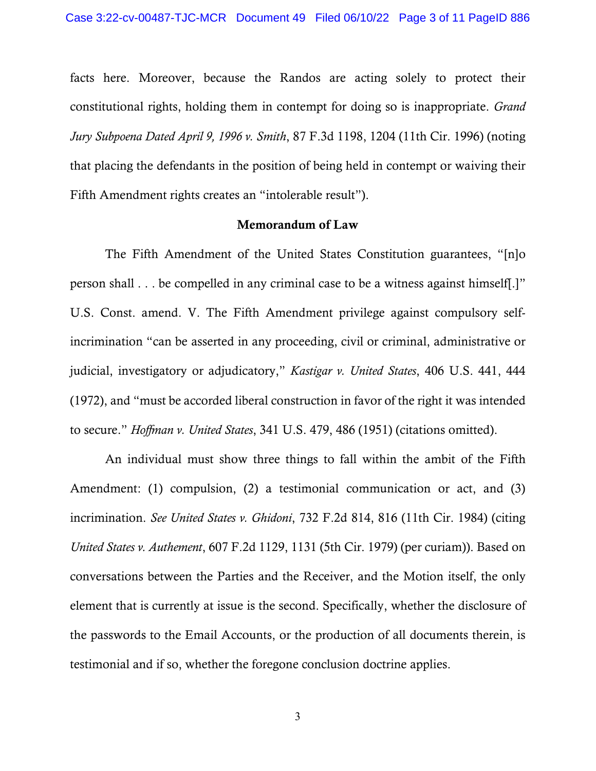facts here. Moreover, because the Randos are acting solely to protect their constitutional rights, holding them in contempt for doing so is inappropriate. *Grand Jury Subpoena Dated April 9, 1996 v. Smith*, 87 F.3d 1198, 1204 (11th Cir. 1996) (noting that placing the defendants in the position of being held in contempt or waiving their Fifth Amendment rights creates an "intolerable result").

**Memorandum of Law**

The Fifth Amendment of the United States Constitution guarantees, "[n]o person shall . . . be compelled in any criminal case to be a witness against himself[.]" U.S. Const. amend. V. The Fifth Amendment privilege against compulsory self-incrimination "can be asserted in any proceeding, civil or criminal, administrative or judicial, investigatory or adjudicatory," *Kastigar v. United States*, 406 U.S. 441, 444 (1972), and "must be accorded liberal construction in favor of the right it was intended to secure." *Hoffman v. United States*, 341 U.S. 479, 486 (1951) (citations omitted).

An individual must show three things to fall within the ambit of the Fifth Amendment: (1) compulsion, (2) a testimonial communication or act, and (3) incrimination. *See United States v. Ghidoni*, 732 F.2d 814, 816 (11th Cir. 1984) (citing *United States v. Authement*, 607 F.2d 1129, 1131 (5th Cir. 1979) (per curiam)). Based on conversations between the Parties and the Receiver, and the Motion itself, the only element that is currently at issue is the second. Specifically, whether the disclosure of the passwords to the Email Accounts, or the production of all documents therein, is testimonial and if so, whether the foregone conclusion doctrine applies.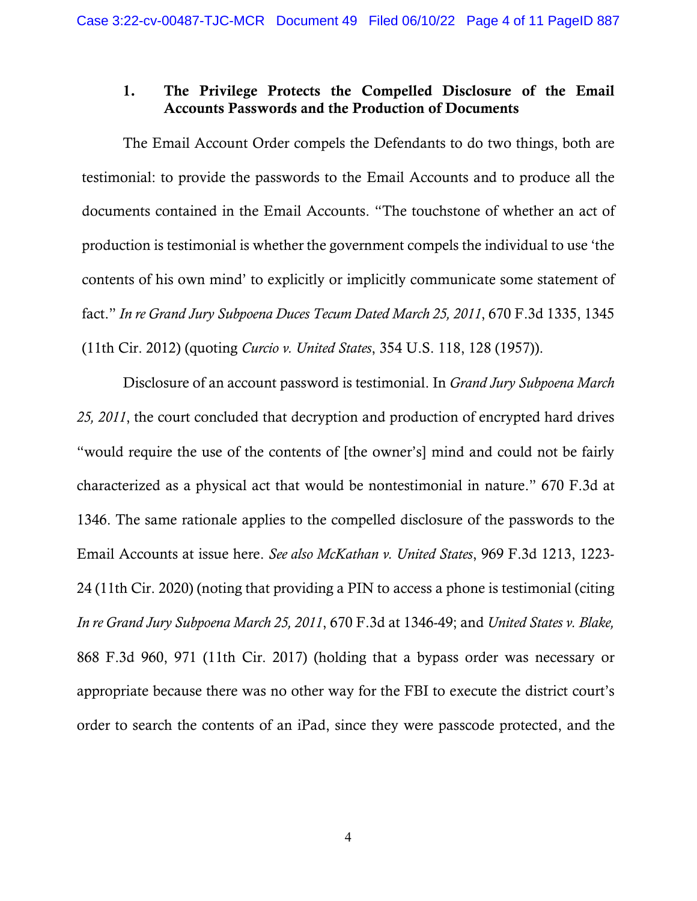### 1. The Privilege Protects the Compelled Disclosure of the Email Accounts Passwords and the Production of Documents

The Email Account Order compels the Defendants to do two things, both are testimonial: to provide the passwords to the Email Accounts and to produce all the documents contained in the Email Accounts. "The touchstone of whether an act of production is testimonial is whether the government compels the individual to use 'the contents of his own mind' to explicitly or implicitly communicate some statement of fact." *In re Grand Jury Subpoena Duces Tecum Dated March 25, 2011*, 670 F.3d 1335, 1345 (11th Cir. 2012) (quoting *Curcio v. United States*, 354 U.S. 118, 128 (1957)).

Disclosure of an account password is testimonial. In *Grand Jury Subpoena March 25, 2011*, the court concluded that decryption and production of encrypted hard drives "would require the use of the contents of [the owner's] mind and could not be fairly characterized as a physical act that would be nontestimonial in nature." 670 F.3d at 1346. The same rationale applies to the compelled disclosure of the passwords to the Email Accounts at issue here. *See also McKathan v. United States*, 969 F.3d 1213, 1223-24 (11th Cir. 2020) (noting that providing a PIN to access a phone is testimonial (citing *In re Grand Jury Subpoena March 25, 2011*, 670 F.3d at 1346-49; and *United States v. Blake,* 868 F.3d 960, 971 (11th Cir. 2017) (holding that a bypass order was necessary or appropriate because there was no other way for the FBI to execute the district court's order to search the contents of an iPad, since they were passcode protected, and the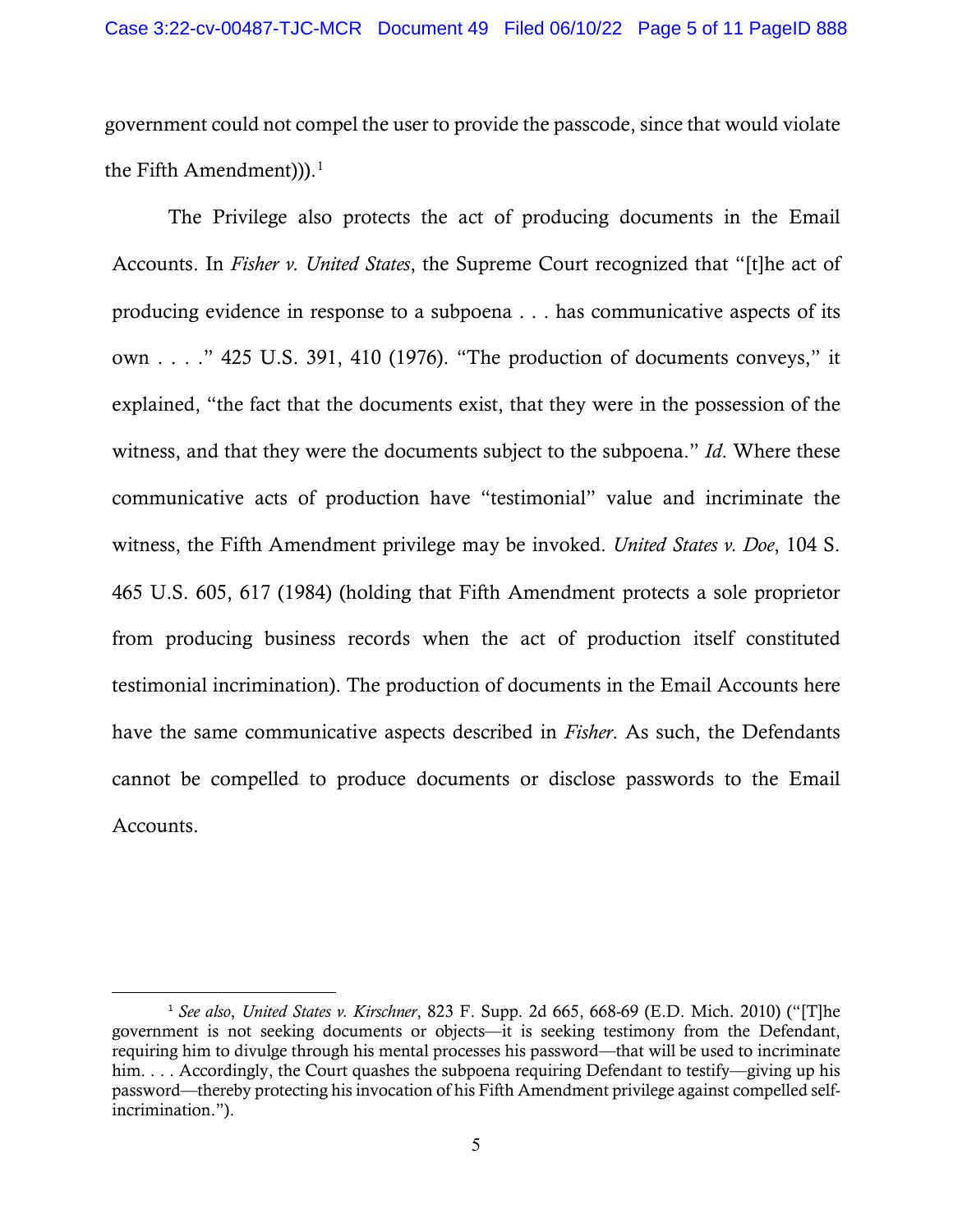government could not compel the user to provide the passcode, since that would violate the Fifth Amendment))).[1]

The Privilege also protects the act of producing documents in the Email Accounts. In *Fisher v. United States*, the Supreme Court recognized that "[t]he act of producing evidence in response to a subpoena . . . has communicative aspects of its own . . . ." 425 U.S. 391, 410 (1976). "The production of documents conveys," it explained, "the fact that the documents exist, that they were in the possession of the witness, and that they were the documents subject to the subpoena." *Id*. Where these communicative acts of production have "testimonial" value and incriminate the witness, the Fifth Amendment privilege may be invoked. *United States v. Doe*, 104 S. 465 U.S. 605, 617 (1984) (holding that Fifth Amendment protects a sole proprietor from producing business records when the act of production itself constituted testimonial incrimination). The production of documents in the Email Accounts here have the same communicative aspects described in *Fisher*. As such, the Defendants cannot be compelled to produce documents or disclose passwords to the Email Accounts.

---

[1] *See also*, *United States v. Kirschner*, 823 F. Supp. 2d 665, 668-69 (E.D. Mich. 2010) ("[T]he government is not seeking documents or objects—it is seeking testimony from the Defendant, requiring him to divulge through his mental processes his password—that will be used to incriminate him. . . . Accordingly, the Court quashes the subpoena requiring Defendant to testify—giving up his password—thereby protecting his invocation of his Fifth Amendment privilege against compelled self-incrimination.").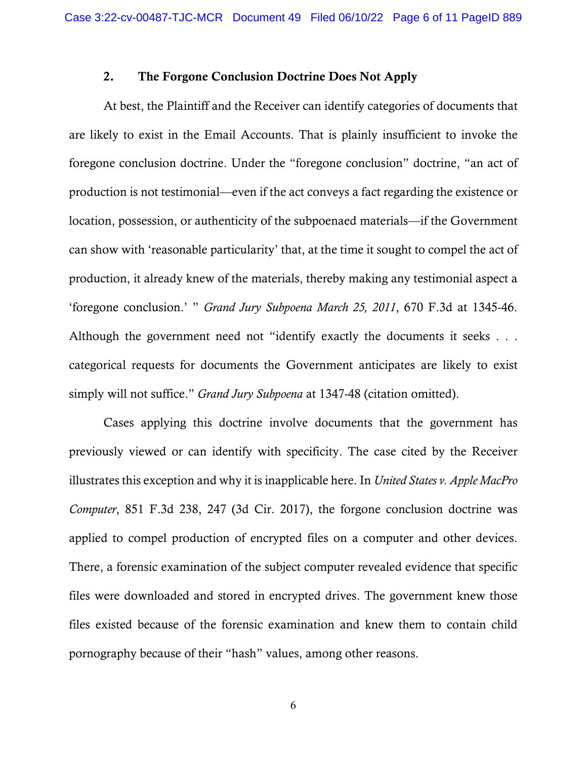### 2. The Forgone Conclusion Doctrine Does Not Apply

At best, the Plaintiff and the Receiver can identify categories of documents that are likely to exist in the Email Accounts. That is plainly insufficient to invoke the foregone conclusion doctrine. Under the "foregone conclusion" doctrine, "an act of production is not testimonial—even if the act conveys a fact regarding the existence or location, possession, or authenticity of the subpoenaed materials—if the Government can show with 'reasonable particularity' that, at the time it sought to compel the act of production, it already knew of the materials, thereby making any testimonial aspect a 'foregone conclusion.' " *Grand Jury Subpoena March 25, 2011*, 670 F.3d at 1345-46. Although the government need not "identify exactly the documents it seeks . . . categorical requests for documents the Government anticipates are likely to exist simply will not suffice." *Grand Jury Subpoena* at 1347-48 (citation omitted).

Cases applying this doctrine involve documents that the government has previously viewed or can identify with specificity. The case cited by the Receiver illustrates this exception and why it is inapplicable here. In *United States v. Apple MacPro Computer*, 851 F.3d 238, 247 (3d Cir. 2017), the forgone conclusion doctrine was applied to compel production of encrypted files on a computer and other devices. There, a forensic examination of the subject computer revealed evidence that specific files were downloaded and stored in encrypted drives. The government knew those files existed because of the forensic examination and knew them to contain child pornography because of their "hash" values, among other reasons.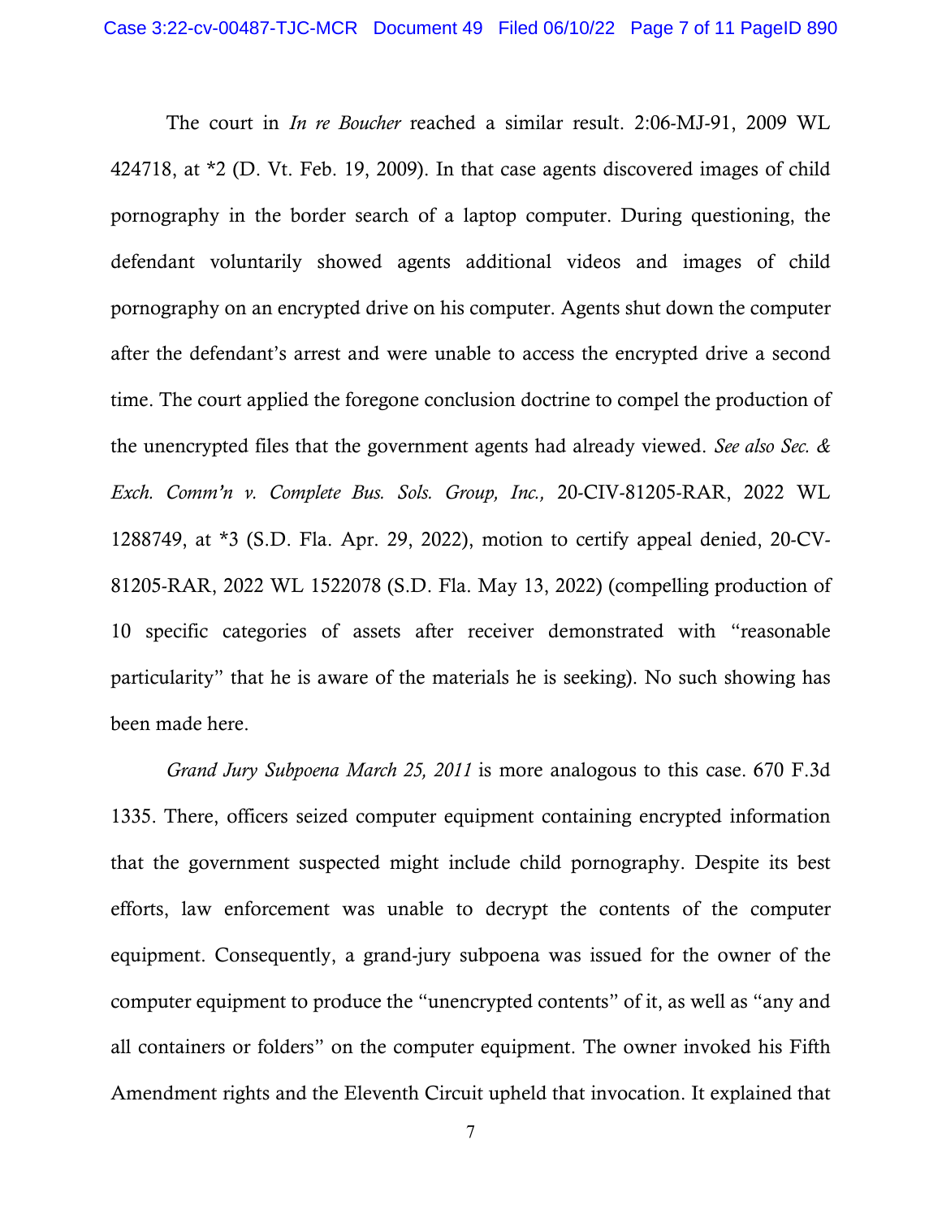The court in *In re Boucher* reached a similar result. 2:06-MJ-91, 2009 WL 424718, at *2 (D. Vt. Feb. 19, 2009). In that case agents discovered images of child pornography in the border search of a laptop computer. During questioning, the defendant voluntarily showed agents additional videos and images of child pornography on an encrypted drive on his computer. Agents shut down the computer after the defendant's arrest and were unable to access the encrypted drive a second time. The court applied the foregone conclusion doctrine to compel the production of the unencrypted files that the government agents had already viewed. *See also Sec. & Exch. Comm'n v. Complete Bus. Sols. Group, Inc.,* 20-CIV-81205-RAR, 2022 WL 1288749, at *3 (S.D. Fla. Apr. 29, 2022), motion to certify appeal denied, 20-CV-81205-RAR, 2022 WL 1522078 (S.D. Fla. May 13, 2022) (compelling production of 10 specific categories of assets after receiver demonstrated with "reasonable particularity" that he is aware of the materials he is seeking). No such showing has been made here.

*Grand Jury Subpoena March 25, 2011* is more analogous to this case. 670 F.3d 1335. There, officers seized computer equipment containing encrypted information that the government suspected might include child pornography. Despite its best efforts, law enforcement was unable to decrypt the contents of the computer equipment. Consequently, a grand-jury subpoena was issued for the owner of the computer equipment to produce the "unencrypted contents" of it, as well as "any and all containers or folders" on the computer equipment. The owner invoked his Fifth Amendment rights and the Eleventh Circuit upheld that invocation. It explained that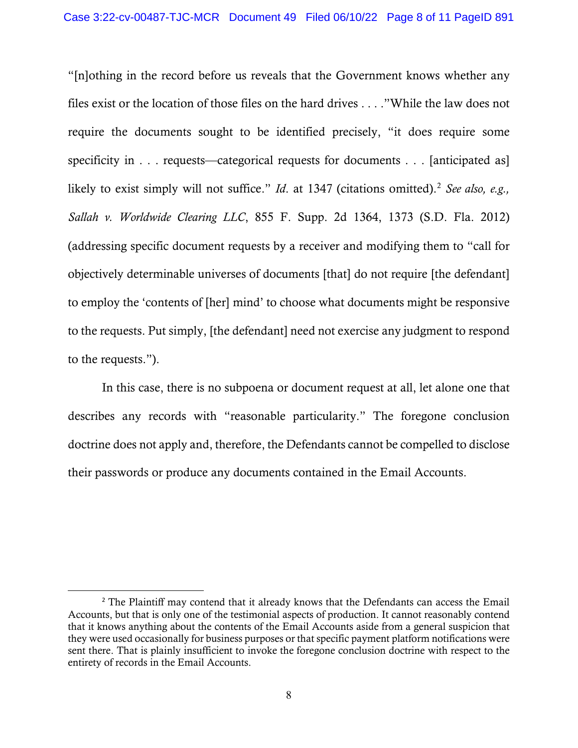"[n]othing in the record before us reveals that the Government knows whether any files exist or the location of those files on the hard drives . . . ."While the law does not require the documents sought to be identified precisely, "it does require some specificity in . . . requests—categorical requests for documents . . . [anticipated as] likely to exist simply will not suffice." *Id*. at 1347 (citations omitted).[2] *See also, e.g., Sallah v. Worldwide Clearing LLC*, 855 F. Supp. 2d 1364, 1373 (S.D. Fla. 2012) (addressing specific document requests by a receiver and modifying them to "call for objectively determinable universes of documents [that] do not require [the defendant] to employ the 'contents of [her] mind' to choose what documents might be responsive to the requests. Put simply, [the defendant] need not exercise any judgment to respond to the requests.").

In this case, there is no subpoena or document request at all, let alone one that describes any records with "reasonable particularity." The foregone conclusion doctrine does not apply and, therefore, the Defendants cannot be compelled to disclose their passwords or produce any documents contained in the Email Accounts.

---

[2] The Plaintiff may contend that it already knows that the Defendants can access the Email Accounts, but that is only one of the testimonial aspects of production. It cannot reasonably contend that it knows anything about the contents of the Email Accounts aside from a general suspicion that they were used occasionally for business purposes or that specific payment platform notifications were sent there. That is plainly insufficient to invoke the foregone conclusion doctrine with respect to the entirety of records in the Email Accounts.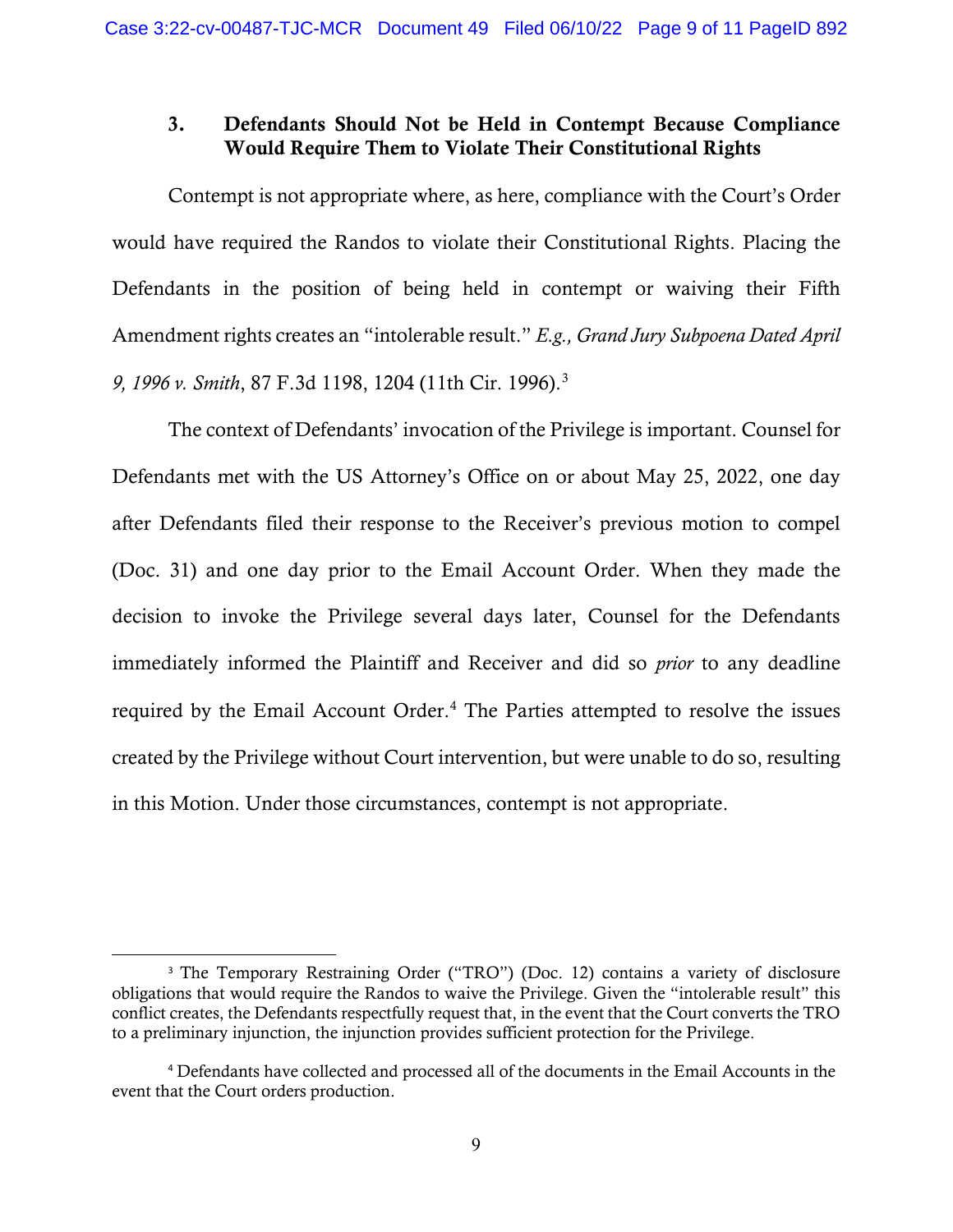### 3. Defendants Should Not be Held in Contempt Because Compliance Would Require Them to Violate Their Constitutional Rights

Contempt is not appropriate where, as here, compliance with the Court's Order would have required the Randos to violate their Constitutional Rights. Placing the Defendants in the position of being held in contempt or waiving their Fifth Amendment rights creates an "intolerable result." *E.g., Grand Jury Subpoena Dated April 9, 1996 v. Smith*, 87 F.3d 1198, 1204 (11th Cir. 1996).[3]

The context of Defendants' invocation of the Privilege is important. Counsel for Defendants met with the US Attorney's Office on or about May 25, 2022, one day after Defendants filed their response to the Receiver's previous motion to compel (Doc. 31) and one day prior to the Email Account Order. When they made the decision to invoke the Privilege several days later, Counsel for the Defendants immediately informed the Plaintiff and Receiver and did so *prior* to any deadline required by the Email Account Order.[4] The Parties attempted to resolve the issues created by the Privilege without Court intervention, but were unable to do so, resulting in this Motion. Under those circumstances, contempt is not appropriate.

---

[3] The Temporary Restraining Order ("TRO") (Doc. 12) contains a variety of disclosure obligations that would require the Randos to waive the Privilege. Given the "intolerable result" this conflict creates, the Defendants respectfully request that, in the event that the Court converts the TRO to a preliminary injunction, the injunction provides sufficient protection for the Privilege.

[4] Defendants have collected and processed all of the documents in the Email Accounts in the event that the Court orders production.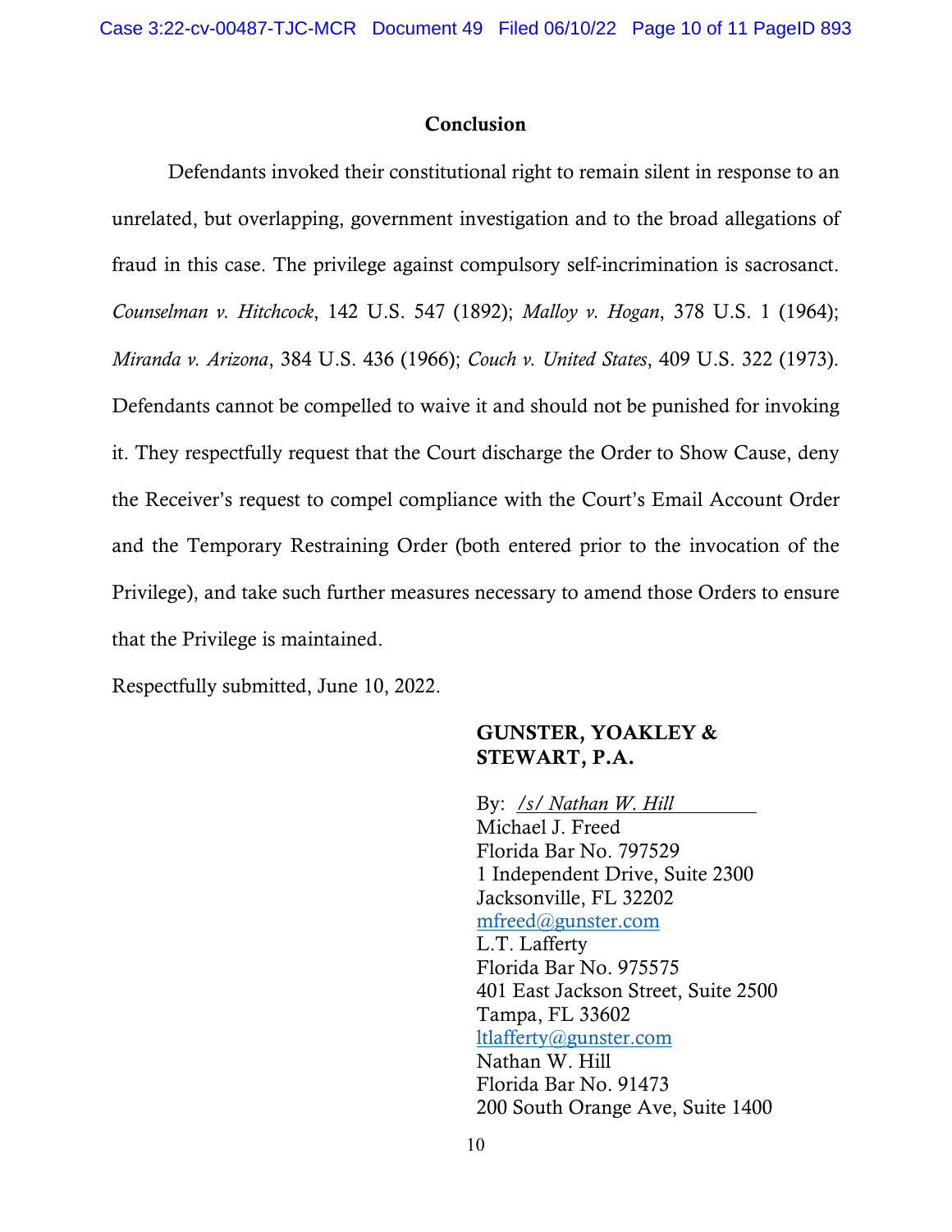## Conclusion

Defendants invoked their constitutional right to remain silent in response to an unrelated, but overlapping, government investigation and to the broad allegations of fraud in this case. The privilege against compulsory self-incrimination is sacrosanct. *Counselman v. Hitchcock*, 142 U.S. 547 (1892); *Malloy v. Hogan*, 378 U.S. 1 (1964); *Miranda v. Arizona*, 384 U.S. 436 (1966); *Couch v. United States*, 409 U.S. 322 (1973). Defendants cannot be compelled to waive it and should not be punished for invoking it. They respectfully request that the Court discharge the Order to Show Cause, deny the Receiver's request to compel compliance with the Court's Email Account Order and the Temporary Restraining Order (both entered prior to the invocation of the Privilege), and take such further measures necessary to amend those Orders to ensure that the Privilege is maintained.

Respectfully submitted, June 10, 2022.

**GUNSTER, YOAKLEY & STEWART, P.A.**

By: */s/ Nathan W. Hill*
Michael J. Freed
Florida Bar No. 797529
1 Independent Drive, Suite 2300
Jacksonville, FL 32202
mfreed@gunster.com
L.T. Lafferty
Florida Bar No. 975575
401 East Jackson Street, Suite 2500
Tampa, FL 33602
ltlafferty@gunster.com
Nathan W. Hill
Florida Bar No. 91473
200 South Orange Ave, Suite 1400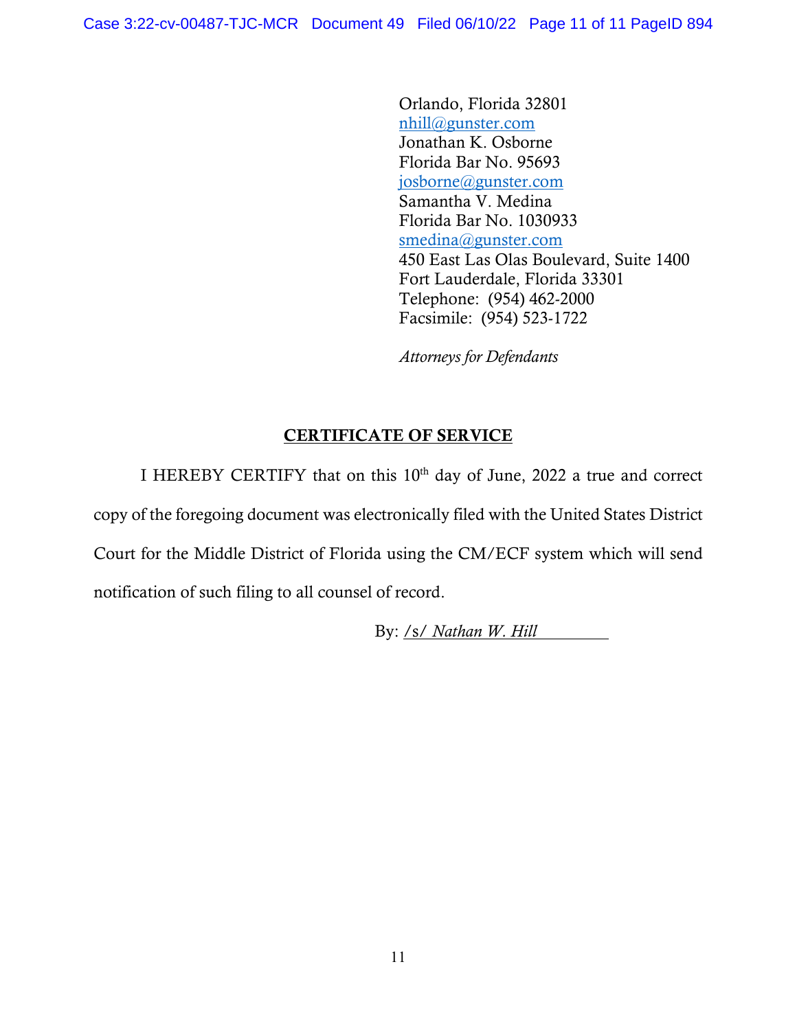Orlando, Florida 32801
nhill@gunster.com
Jonathan K. Osborne
Florida Bar No. 95693
josborne@gunster.com
Samantha V. Medina
Florida Bar No. 1030933
smedina@gunster.com
450 East Las Olas Boulevard, Suite 1400
Fort Lauderdale, Florida 33301
Telephone: (954) 462-2000
Facsimile: (954) 523-1722

*Attorneys for Defendants*

## CERTIFICATE OF SERVICE

I HEREBY CERTIFY that on this 10th day of June, 2022 a true and correct copy of the foregoing document was electronically filed with the United States District Court for the Middle District of Florida using the CM/ECF system which will send notification of such filing to all counsel of record.

By: */s/ Nathan W. Hill*